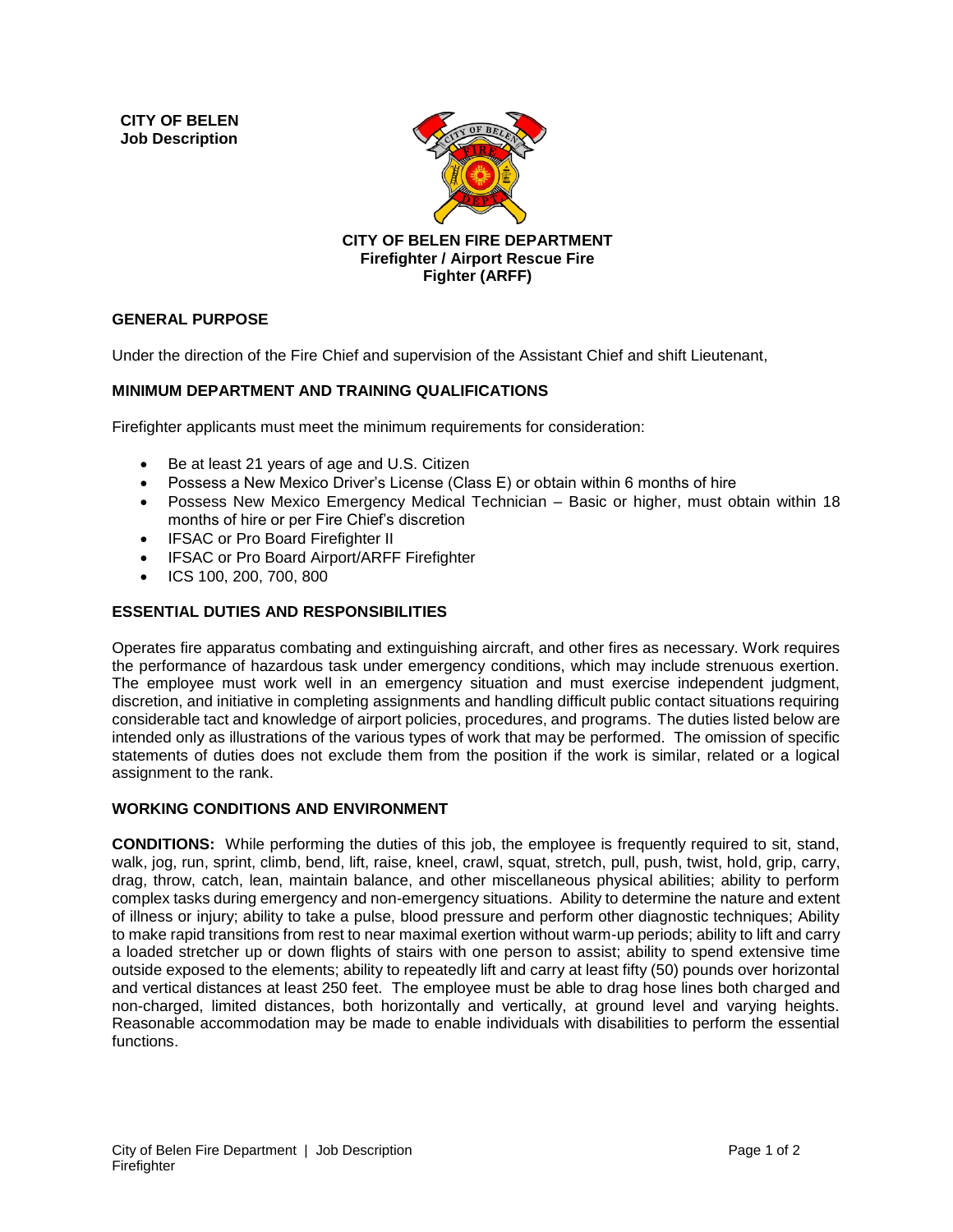**CITY OF BELEN**
**Job Description**

**CITY OF BELEN FIRE DEPARTMENT**
**Firefighter / Airport Rescue Fire Fighter (ARFF)**

## GENERAL PURPOSE

Under the direction of the Fire Chief and supervision of the Assistant Chief and shift Lieutenant,

## MINIMUM DEPARTMENT AND TRAINING QUALIFICATIONS

Firefighter applicants must meet the minimum requirements for consideration:

- Be at least 21 years of age and U.S. Citizen
- Possess a New Mexico Driver's License (Class E) or obtain within 6 months of hire
- Possess New Mexico Emergency Medical Technician – Basic or higher, must obtain within 18 months of hire or per Fire Chief's discretion
- IFSAC or Pro Board Firefighter II
- IFSAC or Pro Board Airport/ARFF Firefighter
- ICS 100, 200, 700, 800

## ESSENTIAL DUTIES AND RESPONSIBILITIES

Operates fire apparatus combating and extinguishing aircraft, and other fires as necessary. Work requires the performance of hazardous task under emergency conditions, which may include strenuous exertion. The employee must work well in an emergency situation and must exercise independent judgment, discretion, and initiative in completing assignments and handling difficult public contact situations requiring considerable tact and knowledge of airport policies, procedures, and programs. The duties listed below are intended only as illustrations of the various types of work that may be performed. The omission of specific statements of duties does not exclude them from the position if the work is similar, related or a logical assignment to the rank.

## WORKING CONDITIONS AND ENVIRONMENT

**CONDITIONS:** While performing the duties of this job, the employee is frequently required to sit, stand, walk, jog, run, sprint, climb, bend, lift, raise, kneel, crawl, squat, stretch, pull, push, twist, hold, grip, carry, drag, throw, catch, lean, maintain balance, and other miscellaneous physical abilities; ability to perform complex tasks during emergency and non-emergency situations. Ability to determine the nature and extent of illness or injury; ability to take a pulse, blood pressure and perform other diagnostic techniques; Ability to make rapid transitions from rest to near maximal exertion without warm-up periods; ability to lift and carry a loaded stretcher up or down flights of stairs with one person to assist; ability to spend extensive time outside exposed to the elements; ability to repeatedly lift and carry at least fifty (50) pounds over horizontal and vertical distances at least 250 feet. The employee must be able to drag hose lines both charged and non-charged, limited distances, both horizontally and vertically, at ground level and varying heights. Reasonable accommodation may be made to enable individuals with disabilities to perform the essential functions.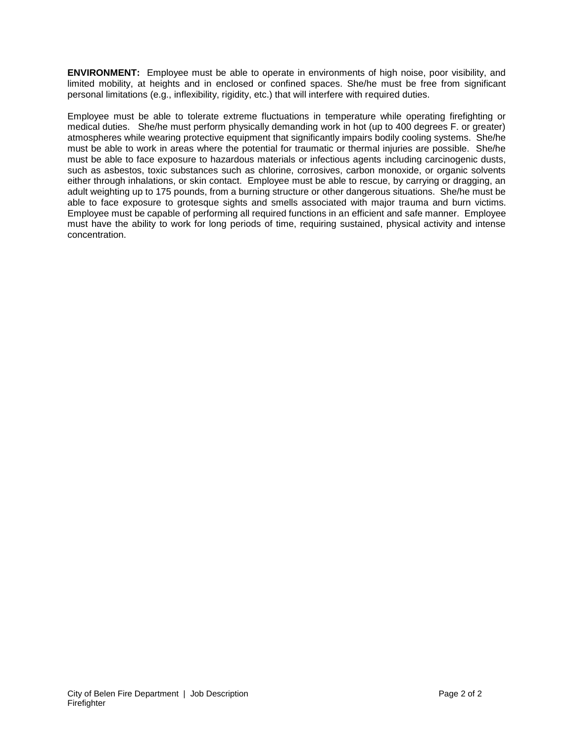**ENVIRONMENT:** Employee must be able to operate in environments of high noise, poor visibility, and limited mobility, at heights and in enclosed or confined spaces. She/he must be free from significant personal limitations (e.g., inflexibility, rigidity, etc.) that will interfere with required duties.

Employee must be able to tolerate extreme fluctuations in temperature while operating firefighting or medical duties. She/he must perform physically demanding work in hot (up to 400 degrees F. or greater) atmospheres while wearing protective equipment that significantly impairs bodily cooling systems. She/he must be able to work in areas where the potential for traumatic or thermal injuries are possible. She/he must be able to face exposure to hazardous materials or infectious agents including carcinogenic dusts, such as asbestos, toxic substances such as chlorine, corrosives, carbon monoxide, or organic solvents either through inhalations, or skin contact. Employee must be able to rescue, by carrying or dragging, an adult weighting up to 175 pounds, from a burning structure or other dangerous situations. She/he must be able to face exposure to grotesque sights and smells associated with major trauma and burn victims. Employee must be capable of performing all required functions in an efficient and safe manner. Employee must have the ability to work for long periods of time, requiring sustained, physical activity and intense concentration.